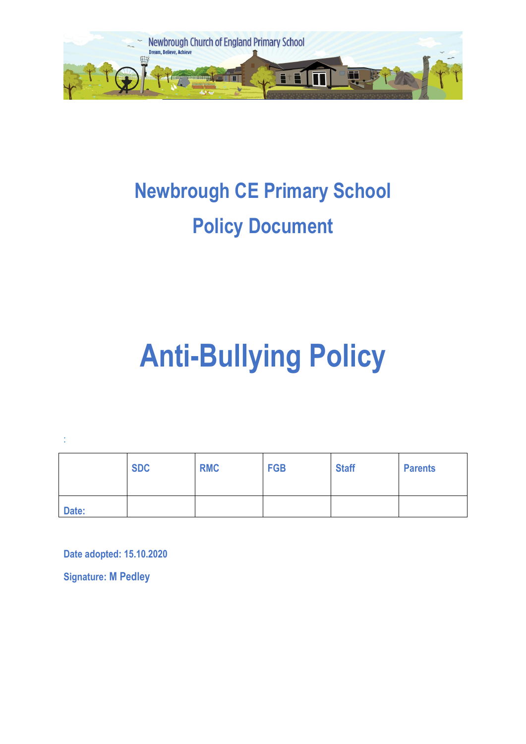# Newbrough CE Primary School

# Policy Document

# Anti-Bullying Policy

:

| | SDC | RMC | FGB | Staff | Parents |
|---|---|---|---|---|---|
| Date: | | | | | |

**Date adopted: 15.10.2020**

**Signature: M Pedley**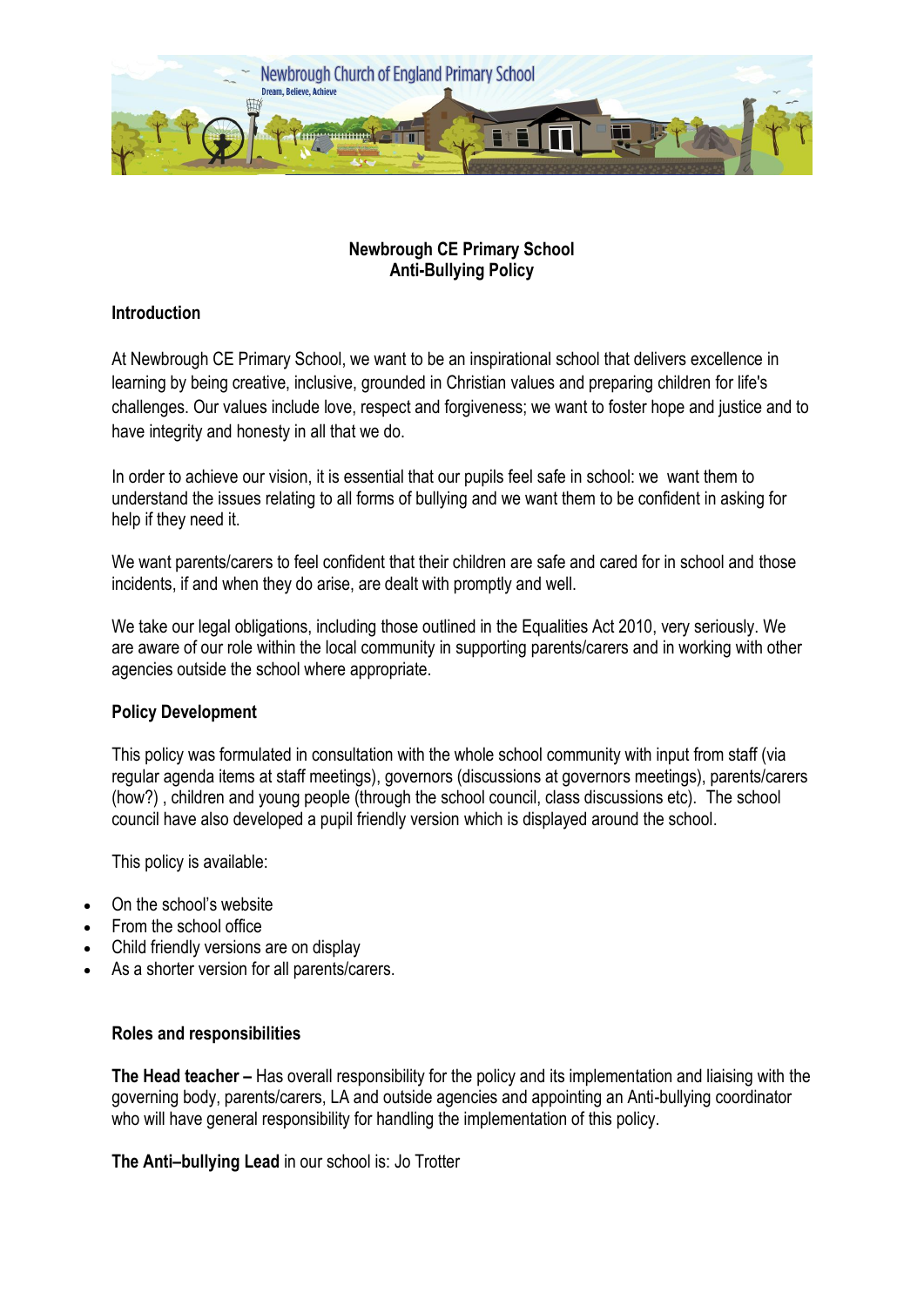# Newbrough CE Primary School
## Anti-Bullying Policy

### Introduction

At Newbrough CE Primary School, we want to be an inspirational school that delivers excellence in learning by being creative, inclusive, grounded in Christian values and preparing children for life's challenges. Our values include love, respect and forgiveness; we want to foster hope and justice and to have integrity and honesty in all that we do.

In order to achieve our vision, it is essential that our pupils feel safe in school: we want them to understand the issues relating to all forms of bullying and we want them to be confident in asking for help if they need it.

We want parents/carers to feel confident that their children are safe and cared for in school and those incidents, if and when they do arise, are dealt with promptly and well.

We take our legal obligations, including those outlined in the Equalities Act 2010, very seriously. We are aware of our role within the local community in supporting parents/carers and in working with other agencies outside the school where appropriate.

### Policy Development

This policy was formulated in consultation with the whole school community with input from staff (via regular agenda items at staff meetings), governors (discussions at governors meetings), parents/carers (how?) , children and young people (through the school council, class discussions etc). The school council have also developed a pupil friendly version which is displayed around the school.

This policy is available:

- On the school's website
- From the school office
- Child friendly versions are on display
- As a shorter version for all parents/carers.

### Roles and responsibilities

**The Head teacher –** Has overall responsibility for the policy and its implementation and liaising with the governing body, parents/carers, LA and outside agencies and appointing an Anti-bullying coordinator who will have general responsibility for handling the implementation of this policy.

**The Anti–bullying Lead** in our school is: Jo Trotter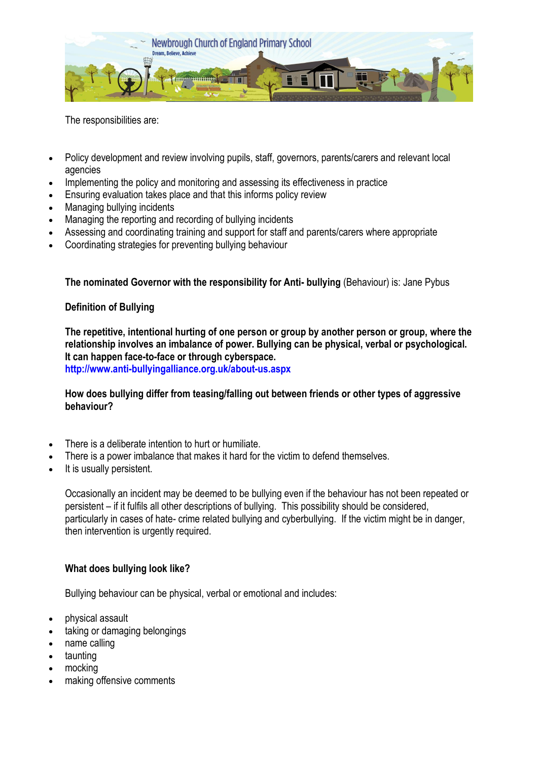The responsibilities are:

- Policy development and review involving pupils, staff, governors, parents/carers and relevant local agencies
- Implementing the policy and monitoring and assessing its effectiveness in practice
- Ensuring evaluation takes place and that this informs policy review
- Managing bullying incidents
- Managing the reporting and recording of bullying incidents
- Assessing and coordinating training and support for staff and parents/carers where appropriate
- Coordinating strategies for preventing bullying behaviour

**The nominated Governor with the responsibility for Anti- bullying** (Behaviour) is: Jane Pybus

**Definition of Bullying**

**The repetitive, intentional hurting of one person or group by another person or group, where the relationship involves an imbalance of power. Bullying can be physical, verbal or psychological. It can happen face-to-face or through cyberspace.**
**http://www.anti-bullyingalliance.org.uk/about-us.aspx**

**How does bullying differ from teasing/falling out between friends or other types of aggressive behaviour?**

- There is a deliberate intention to hurt or humiliate.
- There is a power imbalance that makes it hard for the victim to defend themselves.
- It is usually persistent.

Occasionally an incident may be deemed to be bullying even if the behaviour has not been repeated or persistent – if it fulfils all other descriptions of bullying. This possibility should be considered, particularly in cases of hate- crime related bullying and cyberbullying. If the victim might be in danger, then intervention is urgently required.

**What does bullying look like?**

Bullying behaviour can be physical, verbal or emotional and includes:

- physical assault
- taking or damaging belongings
- name calling
- taunting
- mocking
- making offensive comments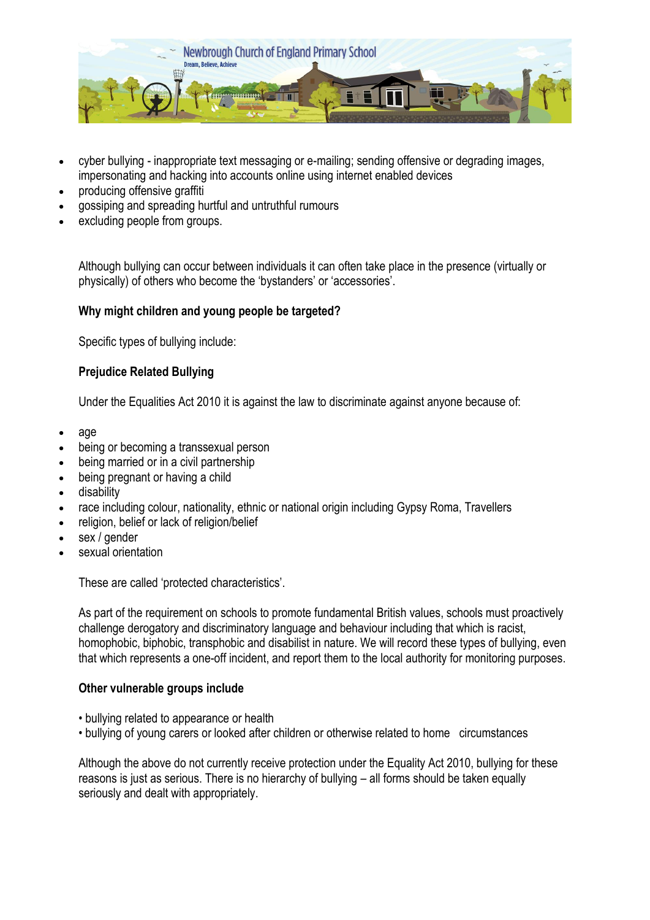- cyber bullying - inappropriate text messaging or e-mailing; sending offensive or degrading images, impersonating and hacking into accounts online using internet enabled devices
- producing offensive graffiti
- gossiping and spreading hurtful and untruthful rumours
- excluding people from groups.

Although bullying can occur between individuals it can often take place in the presence (virtually or physically) of others who become the 'bystanders' or 'accessories'.

**Why might children and young people be targeted?**

Specific types of bullying include:

**Prejudice Related Bullying**

Under the Equalities Act 2010 it is against the law to discriminate against anyone because of:

- age
- being or becoming a transsexual person
- being married or in a civil partnership
- being pregnant or having a child
- disability
- race including colour, nationality, ethnic or national origin including Gypsy Roma, Travellers
- religion, belief or lack of religion/belief
- sex / gender
- sexual orientation

These are called 'protected characteristics'.

As part of the requirement on schools to promote fundamental British values, schools must proactively challenge derogatory and discriminatory language and behaviour including that which is racist, homophobic, biphobic, transphobic and disabilist in nature. We will record these types of bullying, even that which represents a one-off incident, and report them to the local authority for monitoring purposes.

**Other vulnerable groups include**

• bullying related to appearance or health
• bullying of young carers or looked after children or otherwise related to home circumstances

Although the above do not currently receive protection under the Equality Act 2010, bullying for these reasons is just as serious. There is no hierarchy of bullying – all forms should be taken equally seriously and dealt with appropriately.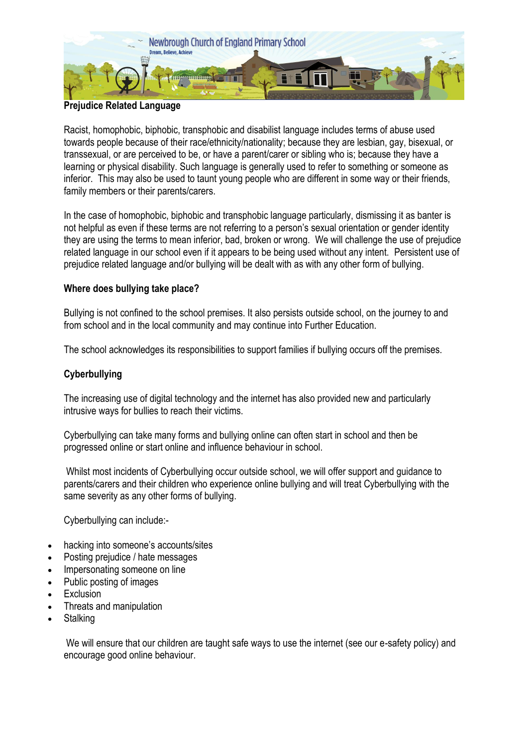**Prejudice Related Language**

Racist, homophobic, biphobic, transphobic and disabilist language includes terms of abuse used towards people because of their race/ethnicity/nationality; because they are lesbian, gay, bisexual, or transsexual, or are perceived to be, or have a parent/carer or sibling who is; because they have a learning or physical disability. Such language is generally used to refer to something or someone as inferior. This may also be used to taunt young people who are different in some way or their friends, family members or their parents/carers.

In the case of homophobic, biphobic and transphobic language particularly, dismissing it as banter is not helpful as even if these terms are not referring to a person's sexual orientation or gender identity they are using the terms to mean inferior, bad, broken or wrong. We will challenge the use of prejudice related language in our school even if it appears to be being used without any intent. Persistent use of prejudice related language and/or bullying will be dealt with as with any other form of bullying.

**Where does bullying take place?**

Bullying is not confined to the school premises. It also persists outside school, on the journey to and from school and in the local community and may continue into Further Education.

The school acknowledges its responsibilities to support families if bullying occurs off the premises.

**Cyberbullying**

The increasing use of digital technology and the internet has also provided new and particularly intrusive ways for bullies to reach their victims.

Cyberbullying can take many forms and bullying online can often start in school and then be progressed online or start online and influence behaviour in school.

Whilst most incidents of Cyberbullying occur outside school, we will offer support and guidance to parents/carers and their children who experience online bullying and will treat Cyberbullying with the same severity as any other forms of bullying.

Cyberbullying can include:-

- hacking into someone's accounts/sites
- Posting prejudice / hate messages
- Impersonating someone on line
- Public posting of images
- Exclusion
- Threats and manipulation
- Stalking

We will ensure that our children are taught safe ways to use the internet (see our e-safety policy) and encourage good online behaviour.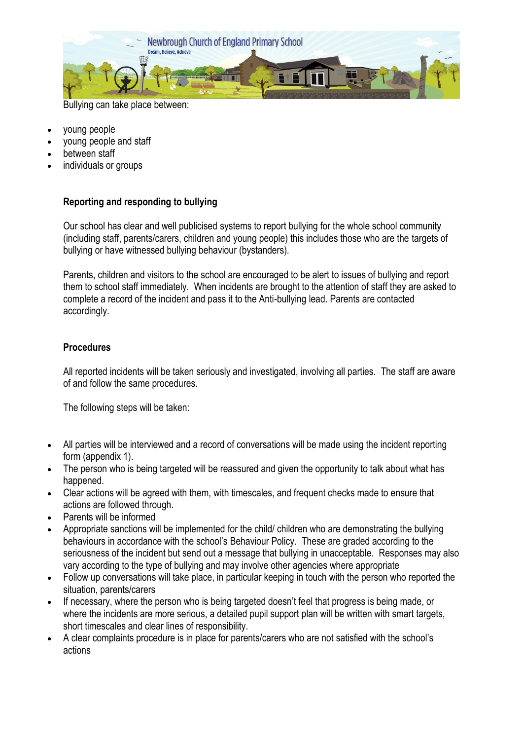Bullying can take place between:

- young people
- young people and staff
- between staff
- individuals or groups

**Reporting and responding to bullying**

Our school has clear and well publicised systems to report bullying for the whole school community (including staff, parents/carers, children and young people) this includes those who are the targets of bullying or have witnessed bullying behaviour (bystanders).

Parents, children and visitors to the school are encouraged to be alert to issues of bullying and report them to school staff immediately. When incidents are brought to the attention of staff they are asked to complete a record of the incident and pass it to the Anti-bullying lead. Parents are contacted accordingly.

**Procedures**

All reported incidents will be taken seriously and investigated, involving all parties. The staff are aware of and follow the same procedures.

The following steps will be taken:

- All parties will be interviewed and a record of conversations will be made using the incident reporting form (appendix 1).
- The person who is being targeted will be reassured and given the opportunity to talk about what has happened.
- Clear actions will be agreed with them, with timescales, and frequent checks made to ensure that actions are followed through.
- Parents will be informed
- Appropriate sanctions will be implemented for the child/ children who are demonstrating the bullying behaviours in accordance with the school's Behaviour Policy. These are graded according to the seriousness of the incident but send out a message that bullying in unacceptable. Responses may also vary according to the type of bullying and may involve other agencies where appropriate
- Follow up conversations will take place, in particular keeping in touch with the person who reported the situation, parents/carers
- If necessary, where the person who is being targeted doesn't feel that progress is being made, or where the incidents are more serious, a detailed pupil support plan will be written with smart targets, short timescales and clear lines of responsibility.
- A clear complaints procedure is in place for parents/carers who are not satisfied with the school's actions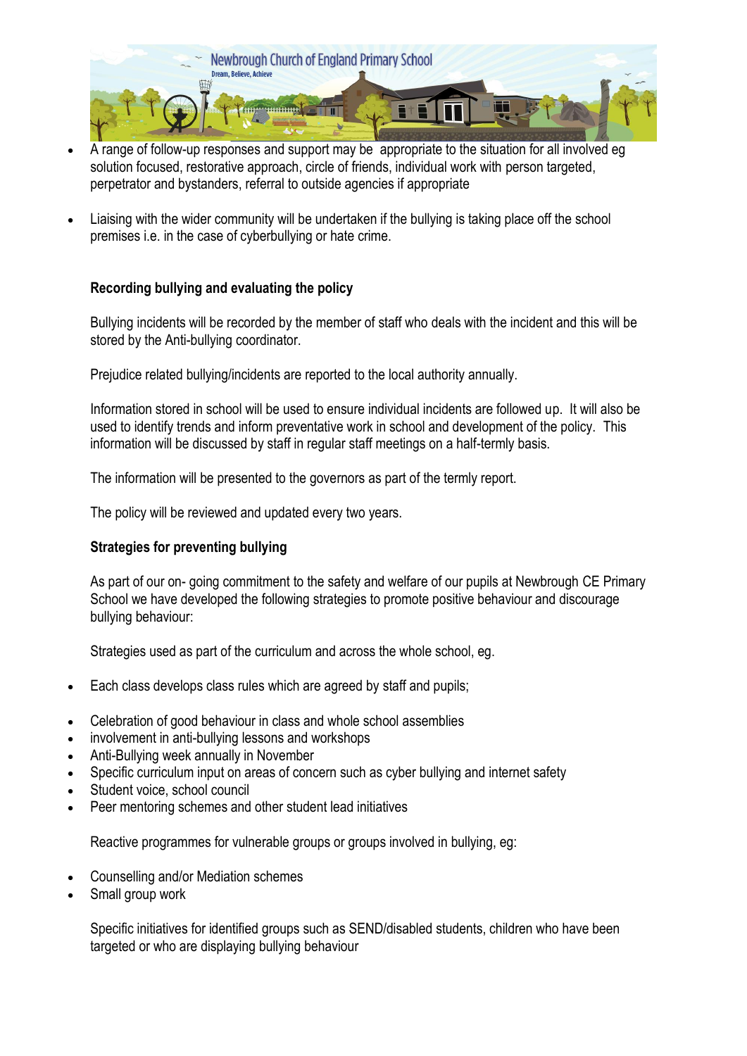- A range of follow-up responses and support may be appropriate to the situation for all involved eg solution focused, restorative approach, circle of friends, individual work with person targeted, perpetrator and bystanders, referral to outside agencies if appropriate

- Liaising with the wider community will be undertaken if the bullying is taking place off the school premises i.e. in the case of cyberbullying or hate crime.

**Recording bullying and evaluating the policy**

Bullying incidents will be recorded by the member of staff who deals with the incident and this will be stored by the Anti-bullying coordinator.

Prejudice related bullying/incidents are reported to the local authority annually.

Information stored in school will be used to ensure individual incidents are followed up. It will also be used to identify trends and inform preventative work in school and development of the policy. This information will be discussed by staff in regular staff meetings on a half-termly basis.

The information will be presented to the governors as part of the termly report.

The policy will be reviewed and updated every two years.

**Strategies for preventing bullying**

As part of our on- going commitment to the safety and welfare of our pupils at Newbrough CE Primary School we have developed the following strategies to promote positive behaviour and discourage bullying behaviour:

Strategies used as part of the curriculum and across the whole school, eg.

- Each class develops class rules which are agreed by staff and pupils;

- Celebration of good behaviour in class and whole school assemblies
- involvement in anti-bullying lessons and workshops
- Anti-Bullying week annually in November
- Specific curriculum input on areas of concern such as cyber bullying and internet safety
- Student voice, school council
- Peer mentoring schemes and other student lead initiatives

Reactive programmes for vulnerable groups or groups involved in bullying, eg:

- Counselling and/or Mediation schemes
- Small group work

Specific initiatives for identified groups such as SEND/disabled students, children who have been targeted or who are displaying bullying behaviour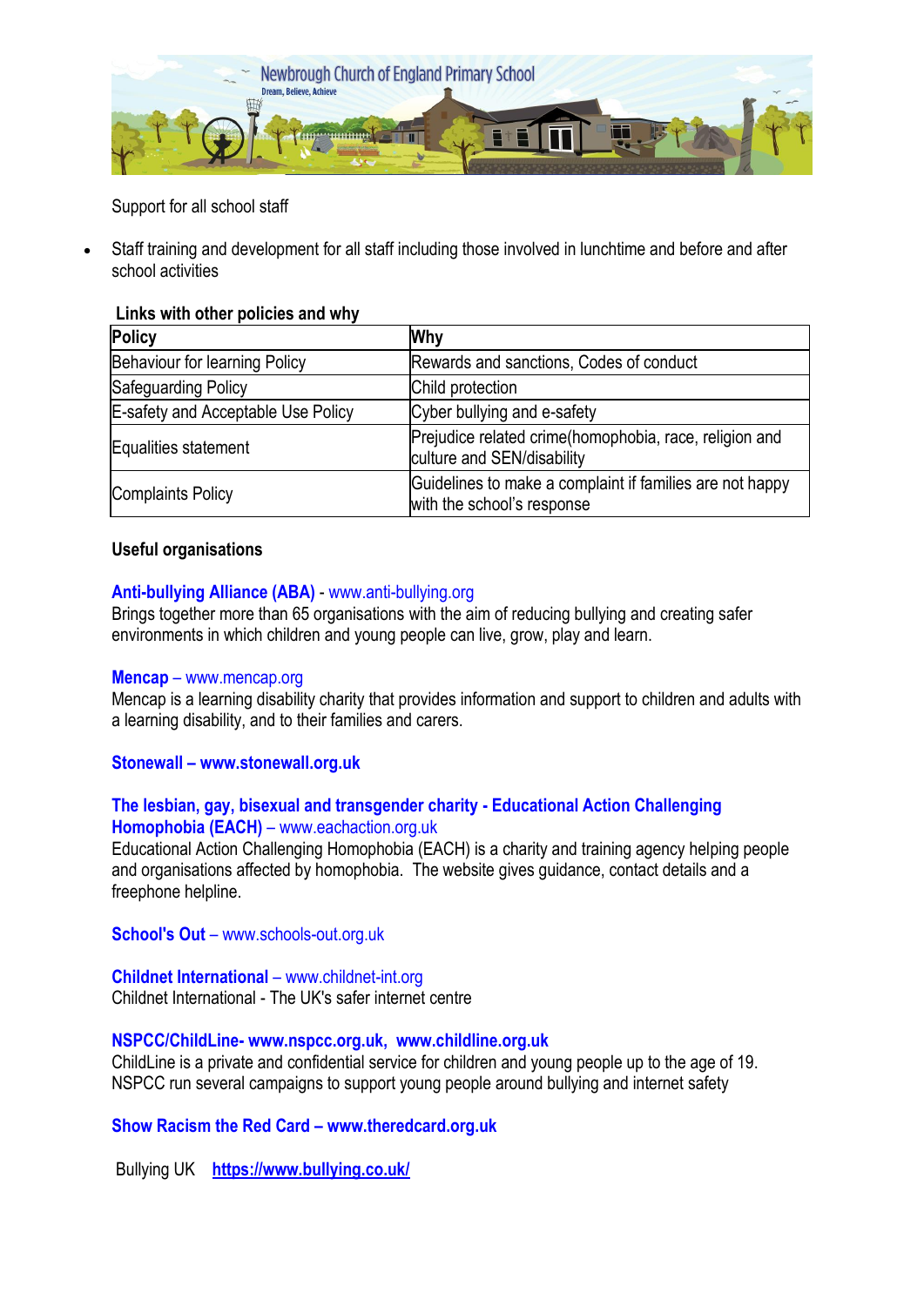Support for all school staff

- Staff training and development for all staff including those involved in lunchtime and before and after school activities

**Links with other policies and why**

| Policy | Why |
|---|---|
| Behaviour for learning Policy | Rewards and sanctions, Codes of conduct |
| Safeguarding Policy | Child protection |
| E-safety and Acceptable Use Policy | Cyber bullying and e-safety |
| Equalities statement | Prejudice related crime(homophobia, race, religion and culture and SEN/disability |
| Complaints Policy | Guidelines to make a complaint if families are not happy with the school's response |

**Useful organisations**

**Anti-bullying Alliance (ABA)** - www.anti-bullying.org
Brings together more than 65 organisations with the aim of reducing bullying and creating safer environments in which children and young people can live, grow, play and learn.

**Mencap** – www.mencap.org
Mencap is a learning disability charity that provides information and support to children and adults with a learning disability, and to their families and carers.

**Stonewall – www.stonewall.org.uk**

**The lesbian, gay, bisexual and transgender charity - Educational Action Challenging Homophobia (EACH)** – www.eachaction.org.uk
Educational Action Challenging Homophobia (EACH) is a charity and training agency helping people and organisations affected by homophobia. The website gives guidance, contact details and a freephone helpline.

**School's Out** – www.schools-out.org.uk

**Childnet International** – www.childnet-int.org
Childnet International - The UK's safer internet centre

**NSPCC/ChildLine- www.nspcc.org.uk, www.childline.org.uk**
ChildLine is a private and confidential service for children and young people up to the age of 19. NSPCC run several campaigns to support young people around bullying and internet safety

**Show Racism the Red Card – www.theredcard.org.uk**

Bullying UK **https://www.bullying.co.uk/**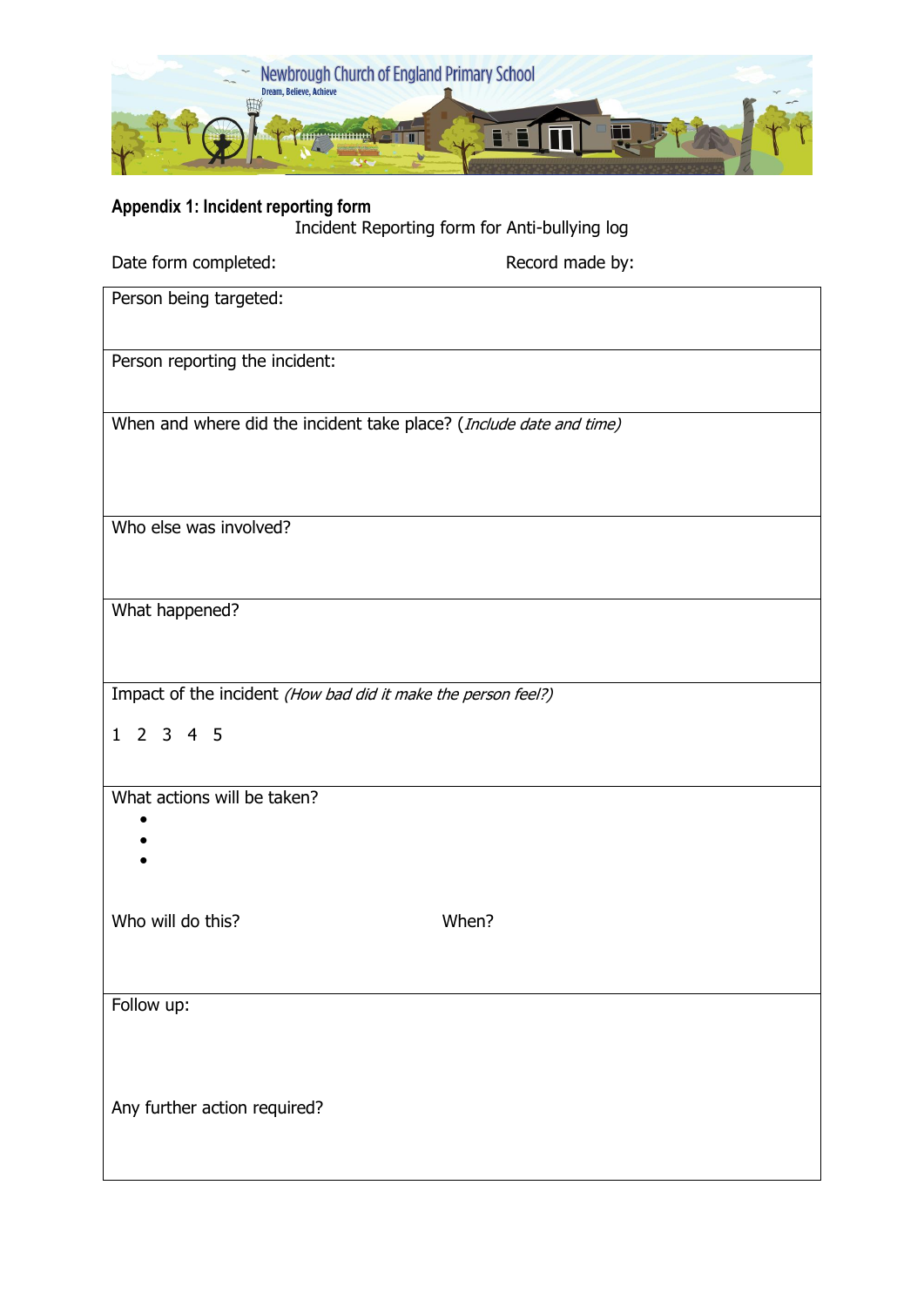Newbrough Church of England Primary School

Dream, Believe, Achieve

**Appendix 1: Incident reporting form**

Incident Reporting form for Anti-bullying log

Date form completed: Record made by:

| Person being targeted: |
|---|
| Person reporting the incident: |
| When and where did the incident take place? (*Include date and time)* |
| Who else was involved? |
| What happened? |
| Impact of the incident *(How bad did it make the person feel?)*<br><br>1 2 3 4 5 |
| What actions will be taken?<br>•<br>•<br>•<br><br>Who will do this? When? |
| Follow up:<br><br>Any further action required? |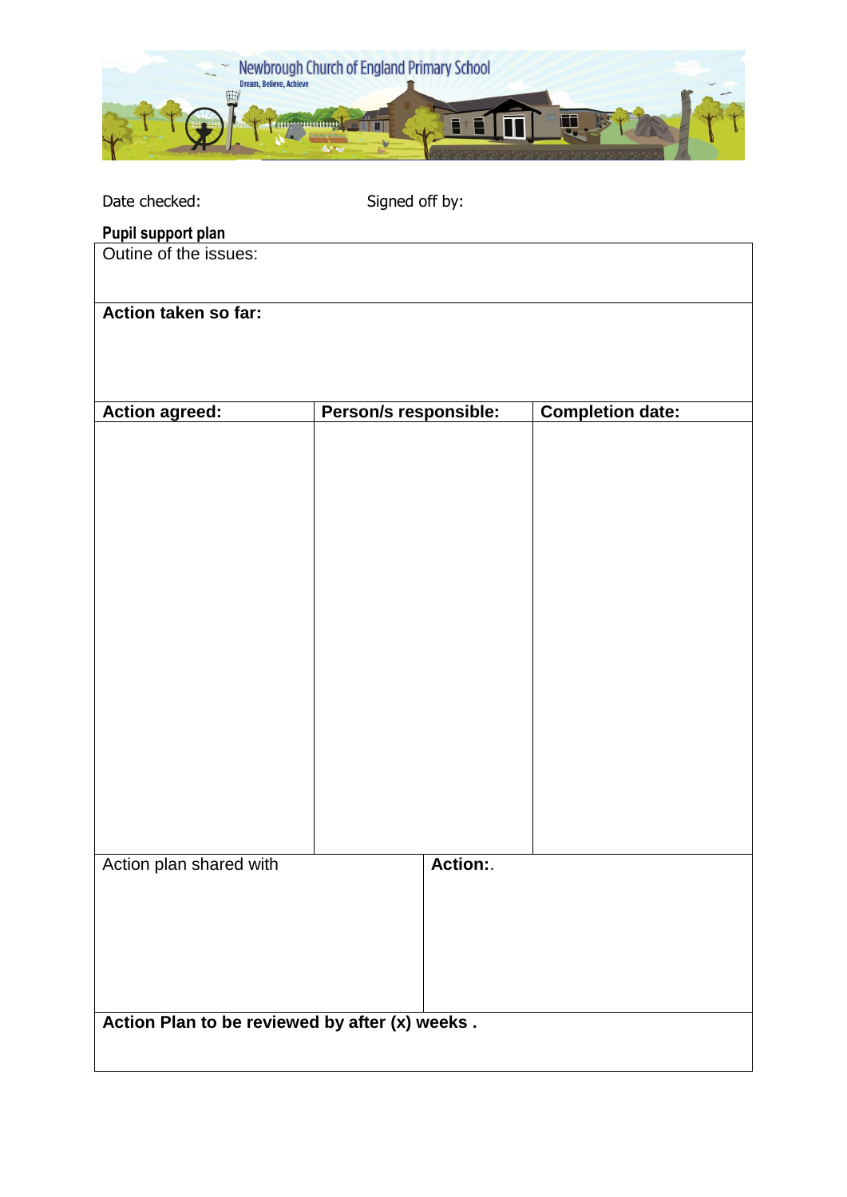Newbrough Church of England Primary School

Dream, Believe, Achieve

Date checked: Signed off by:

**Pupil support plan**

| | | |
|---|---|---|
| Outine of the issues: | | |
| **Action taken so far:** | | |
| **Action agreed:** | **Person/s responsible:** | **Completion date:** |
| | | |

| | |
|---|---|
| Action plan shared with | **Action:**. |
| **Action Plan to be reviewed by after (x) weeks .** | |